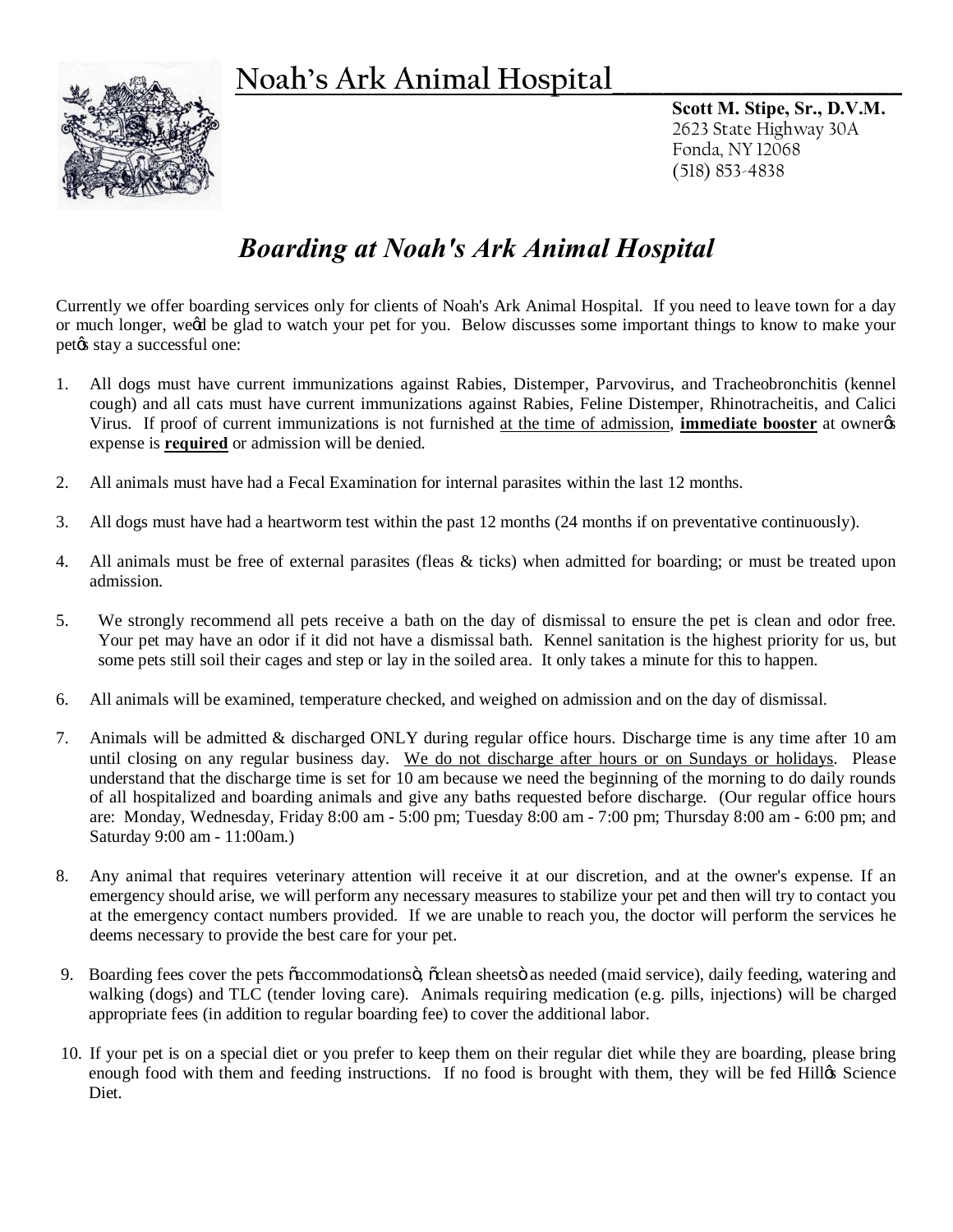Noah's Ark Animal Hospital

**Scott M. Stipe, Sr., D.V.M.**
2623 State Highway 30A
Fonda, NY 12068
(518) 853-4838

# *Boarding at Noah's Ark Animal Hospital*

Currently we offer boarding services only for clients of Noah's Ark Animal Hospital. If you need to leave town for a day or much longer, weģd be glad to watch your pet for you. Below discusses some important things to know to make your petģs stay a successful one:

1. All dogs must have current immunizations against Rabies, Distemper, Parvovirus, and Tracheobronchitis (kennel cough) and all cats must have current immunizations against Rabies, Feline Distemper, Rhinotracheitis, and Calici Virus. If proof of current immunizations is not furnished <u>at the time of admission</u>, <u>**immediate booster**</u> at ownerģs expense is <u>**required**</u> or admission will be denied.

2. All animals must have had a Fecal Examination for internal parasites within the last 12 months.

3. All dogs must have had a heartworm test within the past 12 months (24 months if on preventative continuously).

4. All animals must be free of external parasites (fleas & ticks) when admitted for boarding; or must be treated upon admission.

5. We strongly recommend all pets receive a bath on the day of dismissal to ensure the pet is clean and odor free. Your pet may have an odor if it did not have a dismissal bath. Kennel sanitation is the highest priority for us, but some pets still soil their cages and step or lay in the soiled area. It only takes a minute for this to happen.

6. All animals will be examined, temperature checked, and weighed on admission and on the day of dismissal.

7. Animals will be admitted & discharged ONLY during regular office hours. Discharge time is any time after 10 am until closing on any regular business day. <u>We do not discharge after hours or on Sundays or holidays</u>. Please understand that the discharge time is set for 10 am because we need the beginning of the morning to do daily rounds of all hospitalized and boarding animals and give any baths requested before discharge. (Our regular office hours are: Monday, Wednesday, Friday 8:00 am - 5:00 pm; Tuesday 8:00 am - 7:00 pm; Thursday 8:00 am - 6:00 pm; and Saturday 9:00 am - 11:00am.)

8. Any animal that requires veterinary attention will receive it at our discretion, and at the owner's expense. If an emergency should arise, we will perform any necessary measures to stabilize your pet and then will try to contact you at the emergency contact numbers provided. If we are unable to reach you, the doctor will perform the services he deems necessary to provide the best care for your pet.

9. Boarding fees cover the pets õaccommodationsö, õclean sheetsö as needed (maid service), daily feeding, watering and walking (dogs) and TLC (tender loving care). Animals requiring medication (e.g. pills, injections) will be charged appropriate fees (in addition to regular boarding fee) to cover the additional labor.

10. If your pet is on a special diet or you prefer to keep them on their regular diet while they are boarding, please bring enough food with them and feeding instructions. If no food is brought with them, they will be fed Hillģs Science Diet.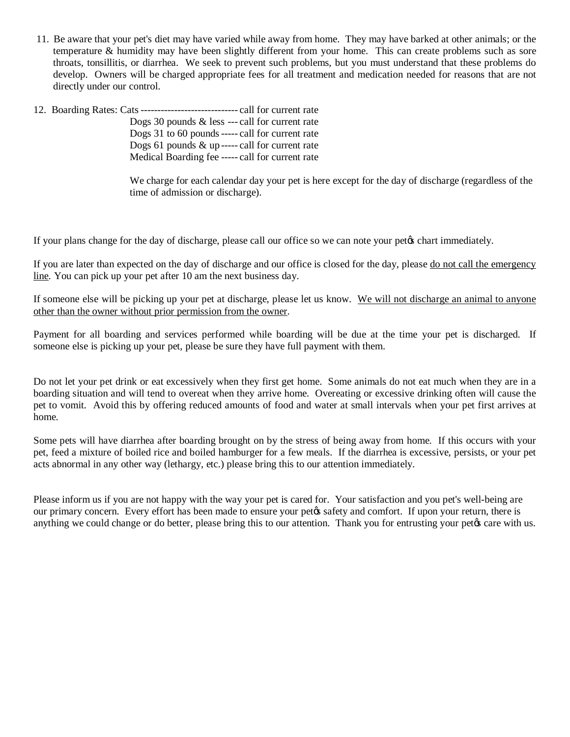11. Be aware that your pet's diet may have varied while away from home. They may have barked at other animals; or the temperature & humidity may have been slightly different from your home. This can create problems such as sore throats, tonsillitis, or diarrhea. We seek to prevent such problems, but you must understand that these problems do develop. Owners will be charged appropriate fees for all treatment and medication needed for reasons that are not directly under our control.

12. Boarding Rates: Cats ----------------------------- call for current rate
    Dogs 30 pounds & less --- call for current rate
    Dogs 31 to 60 pounds ----- call for current rate
    Dogs 61 pounds & up ----- call for current rate
    Medical Boarding fee ----- call for current rate

    We charge for each calendar day your pet is here except for the day of discharge (regardless of the time of admission or discharge).

If your plans change for the day of discharge, please call our office so we can note your pet's chart immediately.

If you are later than expected on the day of discharge and our office is closed for the day, please do not call the emergency line. You can pick up your pet after 10 am the next business day.

If someone else will be picking up your pet at discharge, please let us know. We will not discharge an animal to anyone other than the owner without prior permission from the owner.

Payment for all boarding and services performed while boarding will be due at the time your pet is discharged. If someone else is picking up your pet, please be sure they have full payment with them.

Do not let your pet drink or eat excessively when they first get home. Some animals do not eat much when they are in a boarding situation and will tend to overeat when they arrive home. Overeating or excessive drinking often will cause the pet to vomit. Avoid this by offering reduced amounts of food and water at small intervals when your pet first arrives at home.

Some pets will have diarrhea after boarding brought on by the stress of being away from home. If this occurs with your pet, feed a mixture of boiled rice and boiled hamburger for a few meals. If the diarrhea is excessive, persists, or your pet acts abnormal in any other way (lethargy, etc.) please bring this to our attention immediately.

Please inform us if you are not happy with the way your pet is cared for. Your satisfaction and you pet's well-being are our primary concern. Every effort has been made to ensure your pet's safety and comfort. If upon your return, there is anything we could change or do better, please bring this to our attention. Thank you for entrusting your pet's care with us.